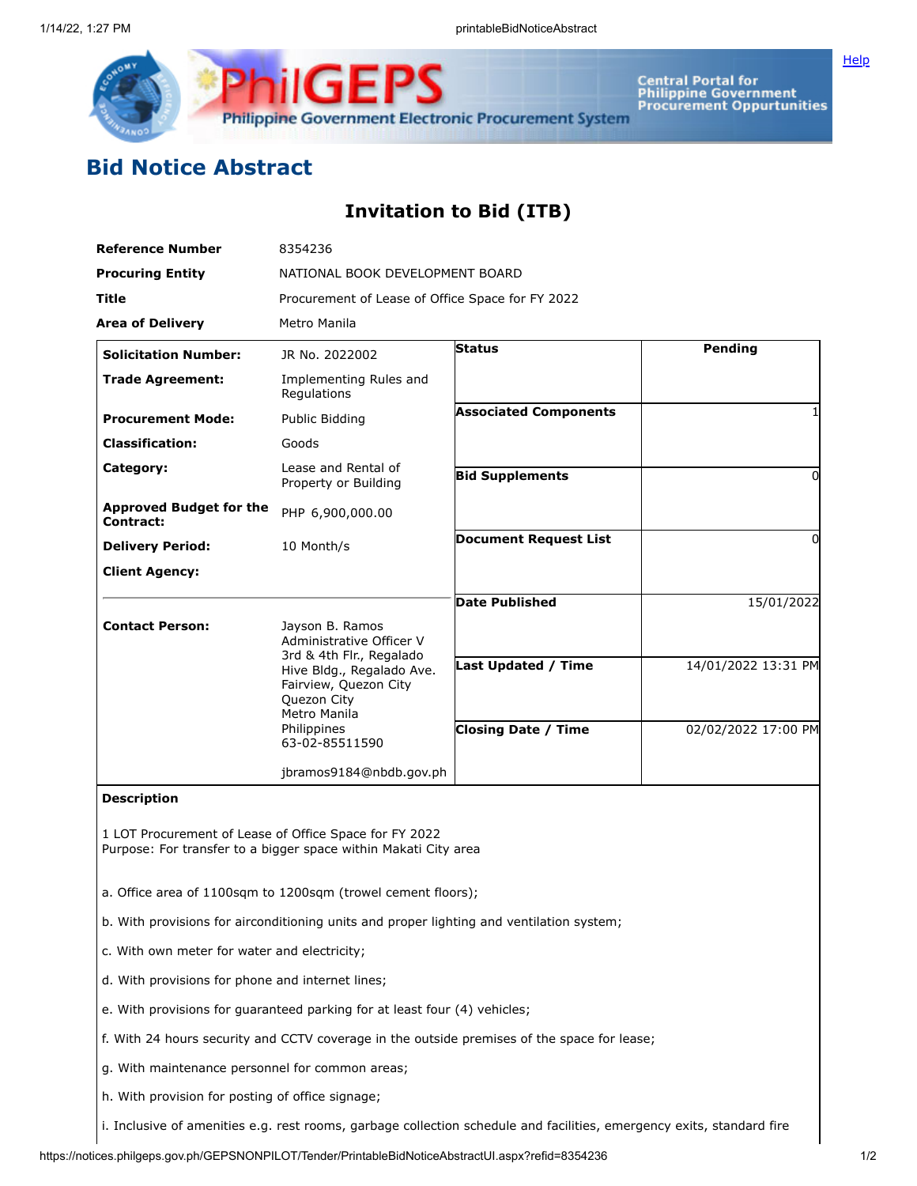# Bid Notice Abstract

## Invitation to Bid (ITB)

| | |
|---|---|
| **Reference Number** | 8354236 |
| **Procuring Entity** | NATIONAL BOOK DEVELOPMENT BOARD |
| **Title** | Procurement of Lease of Office Space for FY 2022 |
| **Area of Delivery** | Metro Manila |

| | | | |
|---|---|---|---|
| **Solicitation Number:** | JR No. 2022002 | **Status** | Pending |
| **Trade Agreement:** | Implementing Rules and Regulations | | |
| **Procurement Mode:** | Public Bidding | **Associated Components** | 1 |
| **Classification:** | Goods | | |
| **Category:** | Lease and Rental of Property or Building | **Bid Supplements** | 0 |
| **Approved Budget for the Contract:** | PHP 6,900,000.00 | | |
| **Delivery Period:** | 10 Month/s | **Document Request List** | 0 |
| **Client Agency:** | | | |
| | | **Date Published** | 15/01/2022 |
| **Contact Person:** | Jayson B. Ramos<br>Administrative Officer V<br>3rd & 4th Flr., Regalado Hive Bldg., Regalado Ave. Fairview, Quezon City<br>Quezon City<br>Metro Manila<br>Philippines<br>63-02-85511590<br><br>jbramos9184@nbdb.gov.ph | **Last Updated / Time** | 14/01/2022 13:31 PM |
| | | **Closing Date / Time** | 02/02/2022 17:00 PM |

**Description**

1 LOT Procurement of Lease of Office Space for FY 2022
Purpose: For transfer to a bigger space within Makati City area

a. Office area of 1100sqm to 1200sqm (trowel cement floors);

b. With provisions for airconditioning units and proper lighting and ventilation system;

c. With own meter for water and electricity;

d. With provisions for phone and internet lines;

e. With provisions for guaranteed parking for at least four (4) vehicles;

f. With 24 hours security and CCTV coverage in the outside premises of the space for lease;

g. With maintenance personnel for common areas;

h. With provision for posting of office signage;

i. Inclusive of amenities e.g. rest rooms, garbage collection schedule and facilities, emergency exits, standard fire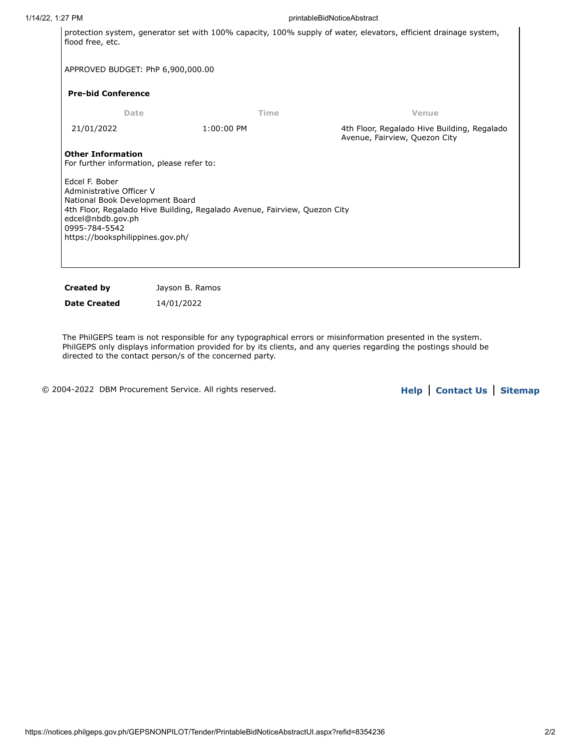protection system, generator set with 100% capacity, 100% supply of water, elevators, efficient drainage system, flood free, etc.

APPROVED BUDGET: PhP 6,900,000.00

**Pre-bid Conference**

| Date | Time | Venue |
|---|---|---|
| 21/01/2022 | 1:00:00 PM | 4th Floor, Regalado Hive Building, Regalado Avenue, Fairview, Quezon City |

**Other Information**
For further information, please refer to:

Edcel F. Bober
Administrative Officer V
National Book Development Board
4th Floor, Regalado Hive Building, Regalado Avenue, Fairview, Quezon City
edcel@nbdb.gov.ph
0995-784-5542
https://booksphilippines.gov.ph/

| | |
|---|---|
| **Created by** | Jayson B. Ramos |
| **Date Created** | 14/01/2022 |

The PhilGEPS team is not responsible for any typographical errors or misinformation presented in the system. PhilGEPS only displays information provided for by its clients, and any queries regarding the postings should be directed to the contact person/s of the concerned party.

© 2004-2022 DBM Procurement Service. All rights reserved.

**Help** | **Contact Us** | **Sitemap**